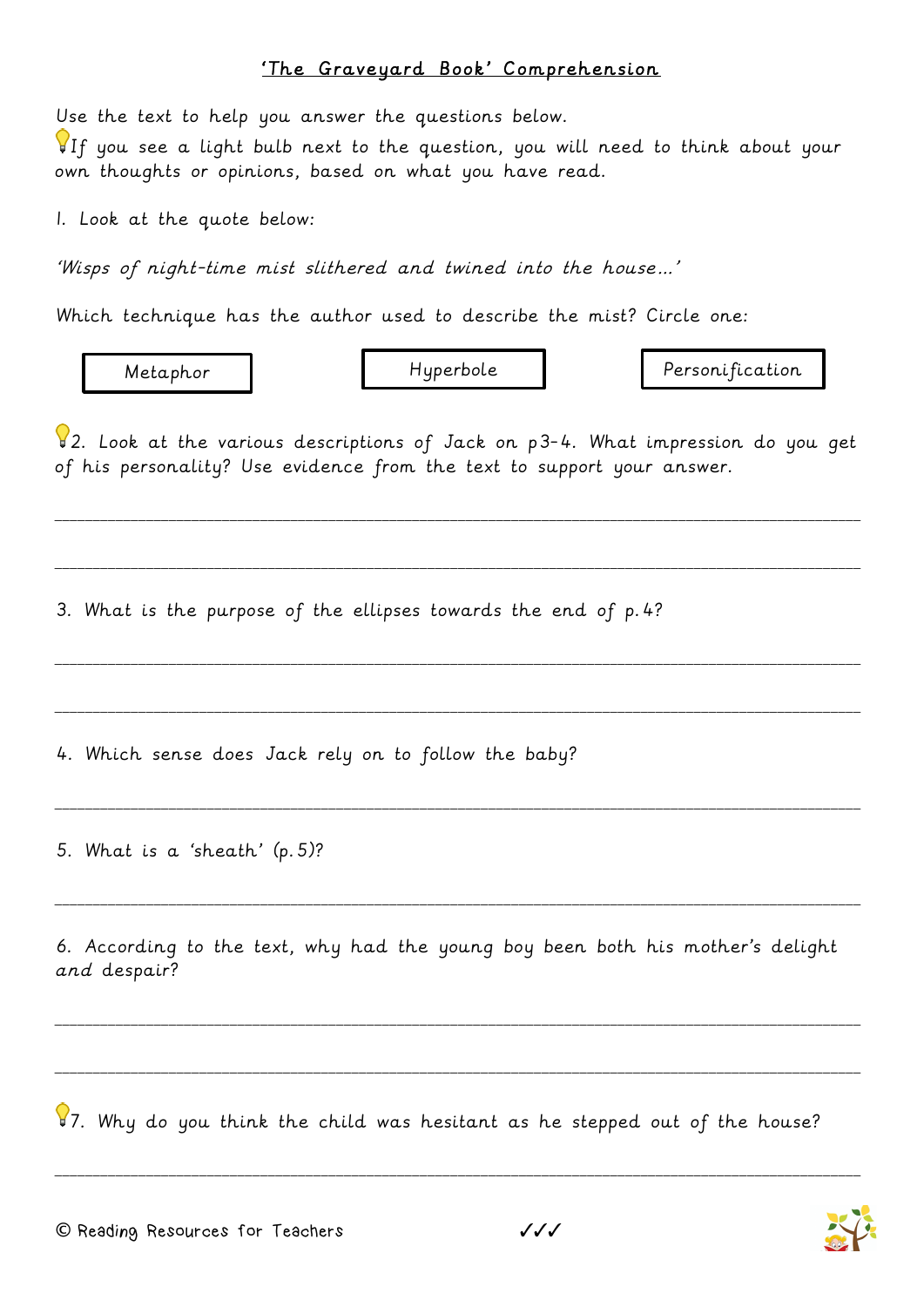# 'The Graveyard Book' Comprehension

Use the text to help you answer the questions below.

💡If you see a light bulb next to the question, you will need to think about your own thoughts or opinions, based on what you have read.

1. Look at the quote below:

*'Wisps of night-time mist slithered and twined into the house…'*

Which technique has the author used to describe the mist? Circle one:

| Metaphor | Hyperbole | Personification |
|---|---|---|

💡2. Look at the various descriptions of Jack on p3-4. What impression do you get of his personality? Use evidence from the text to support your answer.

_______________________________________________________________

_______________________________________________________________

3. What is the purpose of the ellipses towards the end of p.4?

_______________________________________________________________

_______________________________________________________________

4. Which sense does Jack rely on to follow the baby?

_______________________________________________________________

5. What is a 'sheath' (p.5)?

_______________________________________________________________

6. According to the text, why had the young boy been both his mother's delight *and* despair?

_______________________________________________________________

_______________________________________________________________

💡7. Why do you think the child was hesitant as he stepped out of the house?

_______________________________________________________________

© Reading Resources for Teachers ✓✓✓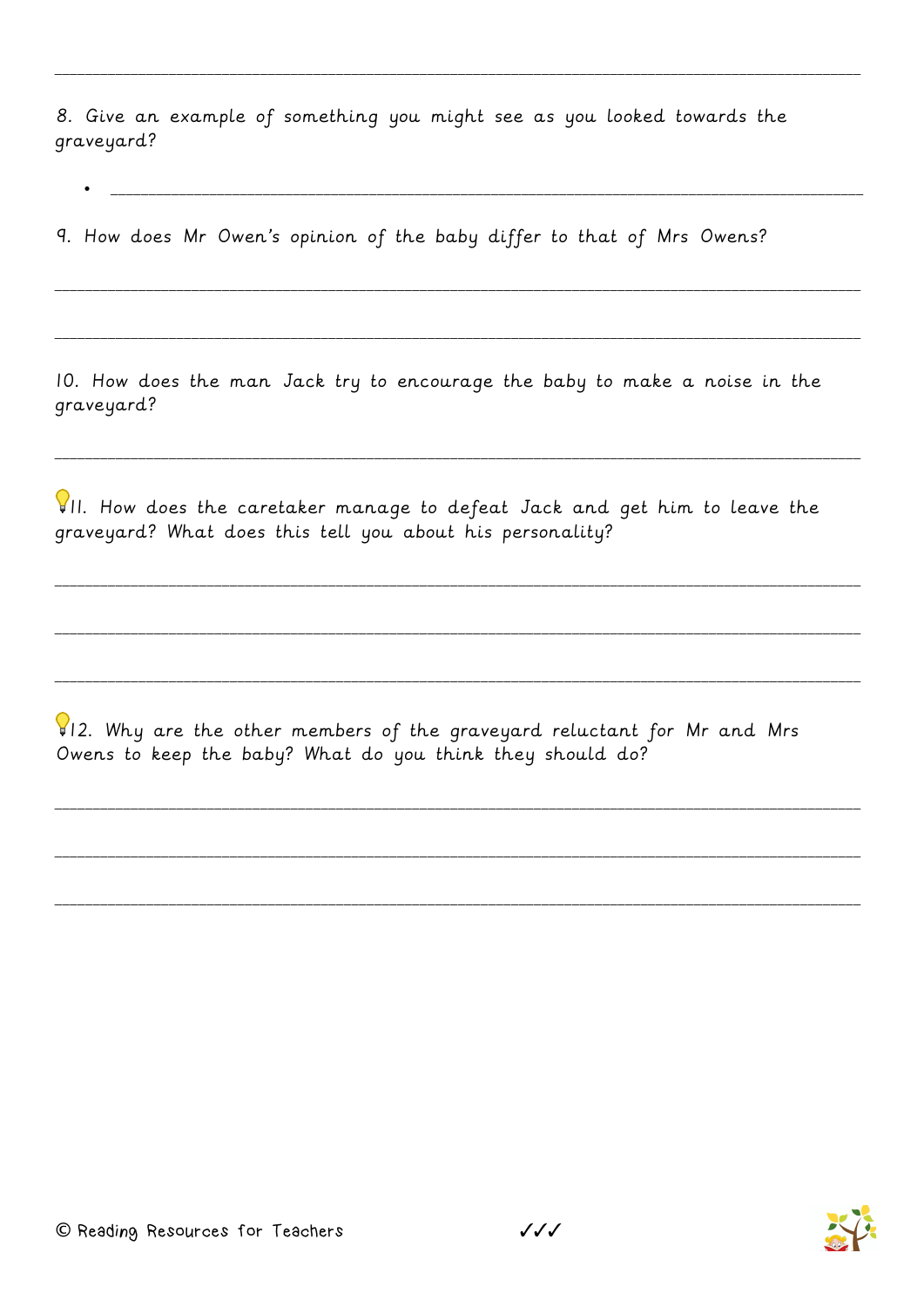8. Give an example of something you might see as you looked towards the graveyard?

- \_\_\_\_\_\_\_\_\_\_\_\_\_\_\_\_\_\_\_\_\_\_\_\_\_\_\_\_\_\_\_\_\_\_\_\_\_\_\_\_\_\_\_\_\_\_\_\_\_\_\_\_\_\_\_\_\_\_\_\_\_\_\_\_\_\_\_\_

9. How does Mr Owen's opinion of the baby differ to that of Mrs Owens?

\_\_\_\_\_\_\_\_\_\_\_\_\_\_\_\_\_\_\_\_\_\_\_\_\_\_\_\_\_\_\_\_\_\_\_\_\_\_\_\_\_\_\_\_\_\_\_\_\_\_\_\_\_\_\_\_\_\_\_\_\_\_\_\_\_\_\_\_\_\_

\_\_\_\_\_\_\_\_\_\_\_\_\_\_\_\_\_\_\_\_\_\_\_\_\_\_\_\_\_\_\_\_\_\_\_\_\_\_\_\_\_\_\_\_\_\_\_\_\_\_\_\_\_\_\_\_\_\_\_\_\_\_\_\_\_\_\_\_\_\_

10. How does the man Jack try to encourage the baby to make a noise in the graveyard?

\_\_\_\_\_\_\_\_\_\_\_\_\_\_\_\_\_\_\_\_\_\_\_\_\_\_\_\_\_\_\_\_\_\_\_\_\_\_\_\_\_\_\_\_\_\_\_\_\_\_\_\_\_\_\_\_\_\_\_\_\_\_\_\_\_\_\_\_\_\_

11. How does the caretaker manage to defeat Jack and get him to leave the graveyard? What does this tell you about his personality?

\_\_\_\_\_\_\_\_\_\_\_\_\_\_\_\_\_\_\_\_\_\_\_\_\_\_\_\_\_\_\_\_\_\_\_\_\_\_\_\_\_\_\_\_\_\_\_\_\_\_\_\_\_\_\_\_\_\_\_\_\_\_\_\_\_\_\_\_\_\_

\_\_\_\_\_\_\_\_\_\_\_\_\_\_\_\_\_\_\_\_\_\_\_\_\_\_\_\_\_\_\_\_\_\_\_\_\_\_\_\_\_\_\_\_\_\_\_\_\_\_\_\_\_\_\_\_\_\_\_\_\_\_\_\_\_\_\_\_\_\_

\_\_\_\_\_\_\_\_\_\_\_\_\_\_\_\_\_\_\_\_\_\_\_\_\_\_\_\_\_\_\_\_\_\_\_\_\_\_\_\_\_\_\_\_\_\_\_\_\_\_\_\_\_\_\_\_\_\_\_\_\_\_\_\_\_\_\_\_\_\_

12. Why are the other members of the graveyard reluctant for Mr and Mrs Owens to keep the baby? What do you think they should do?

\_\_\_\_\_\_\_\_\_\_\_\_\_\_\_\_\_\_\_\_\_\_\_\_\_\_\_\_\_\_\_\_\_\_\_\_\_\_\_\_\_\_\_\_\_\_\_\_\_\_\_\_\_\_\_\_\_\_\_\_\_\_\_\_\_\_\_\_\_\_

\_\_\_\_\_\_\_\_\_\_\_\_\_\_\_\_\_\_\_\_\_\_\_\_\_\_\_\_\_\_\_\_\_\_\_\_\_\_\_\_\_\_\_\_\_\_\_\_\_\_\_\_\_\_\_\_\_\_\_\_\_\_\_\_\_\_\_\_\_\_

\_\_\_\_\_\_\_\_\_\_\_\_\_\_\_\_\_\_\_\_\_\_\_\_\_\_\_\_\_\_\_\_\_\_\_\_\_\_\_\_\_\_\_\_\_\_\_\_\_\_\_\_\_\_\_\_\_\_\_\_\_\_\_\_\_\_\_\_\_\_

© Reading Resources for Teachers ✓✓✓